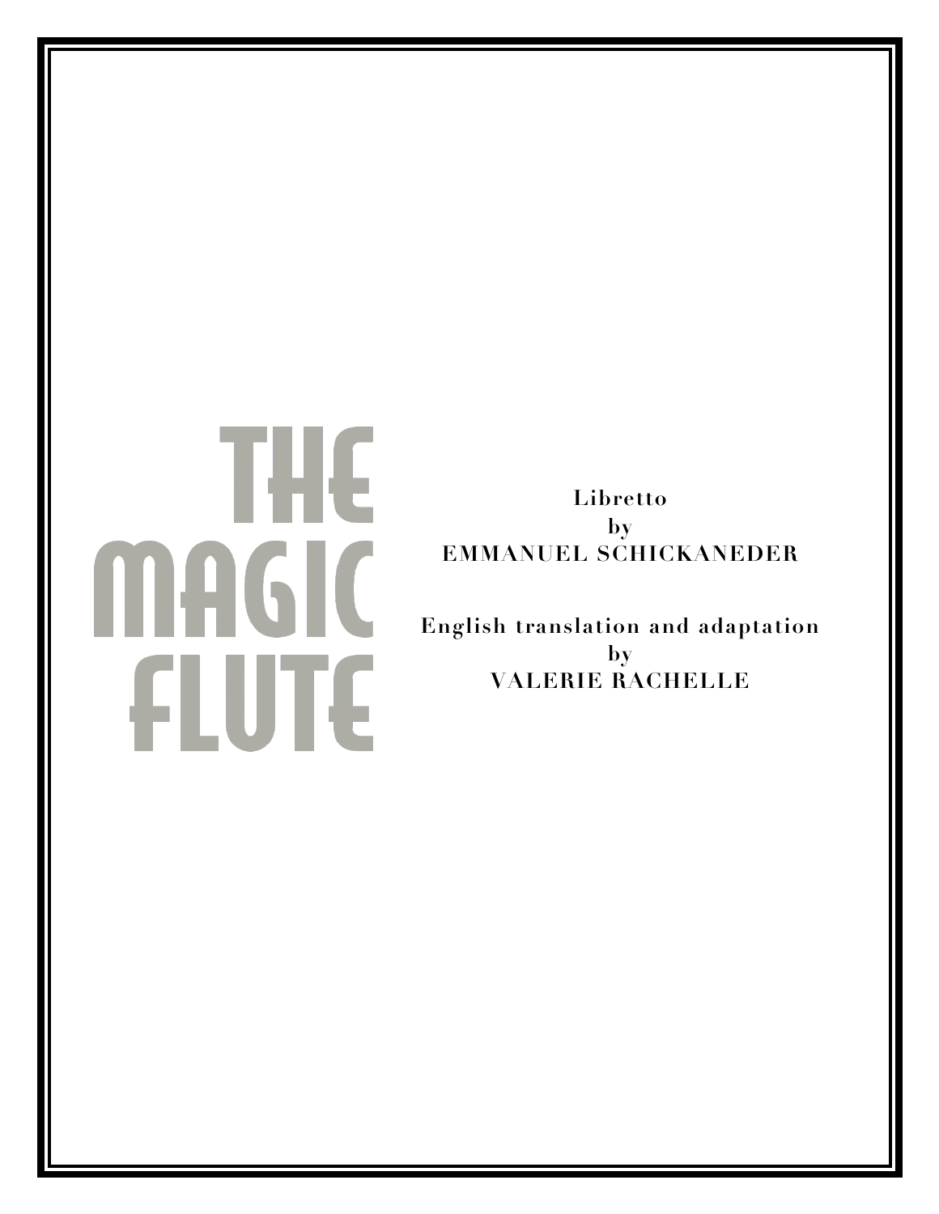# THE MAGIC FLUTE

**Libretto**
**by**
**EMMANUEL SCHICKANEDER**

**English translation and adaptation**
**by**
**VALERIE RACHELLE**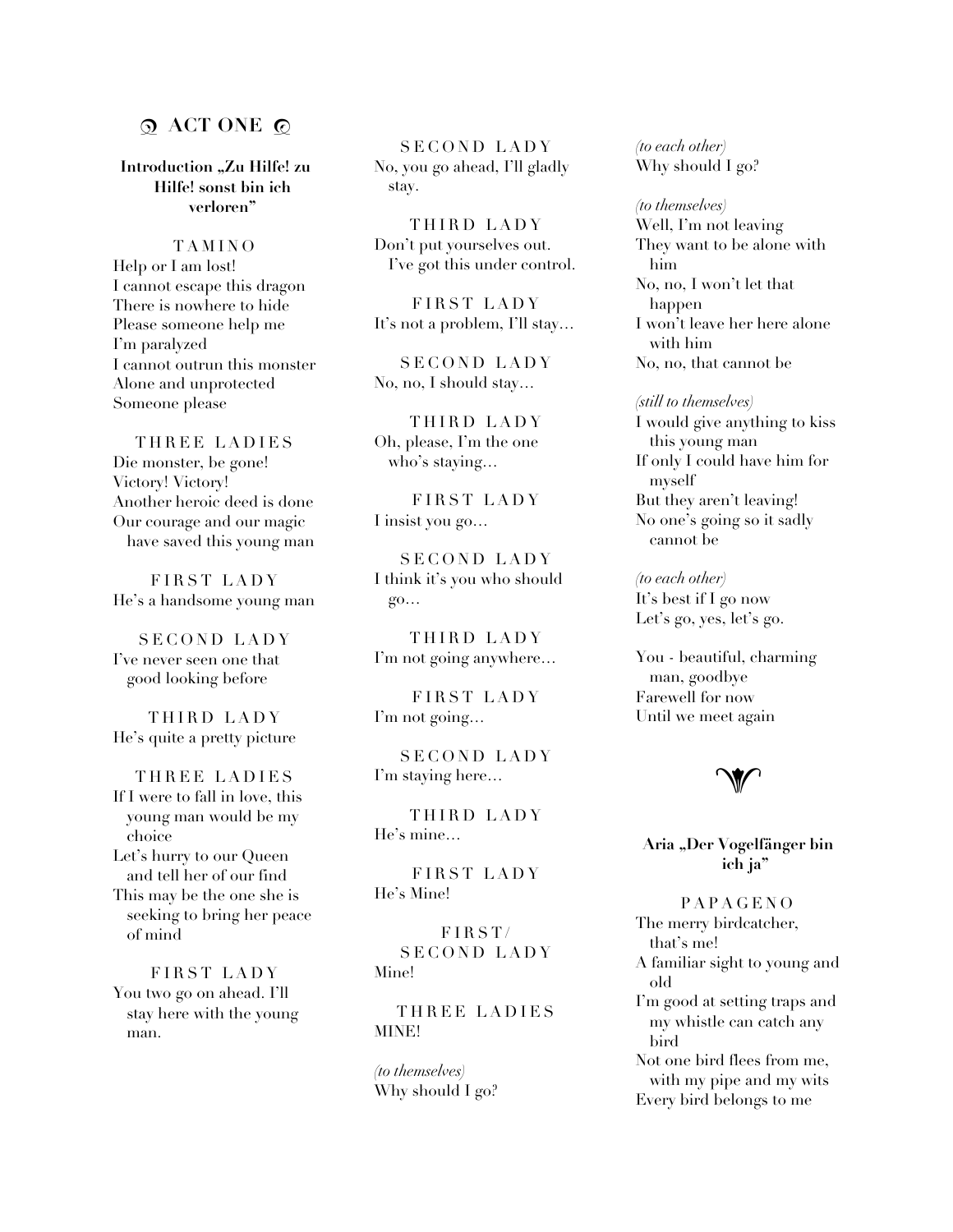# ACT ONE

### Introduction „Zu Hilfe! zu Hilfe! sonst bin ich verloren"

TAMINO
Help or I am lost!
I cannot escape this dragon
There is nowhere to hide
Please someone help me
I'm paralyzed
I cannot outrun this monster
Alone and unprotected
Someone please

THREE LADIES
Die monster, be gone!
Victory! Victory!
Another heroic deed is done
Our courage and our magic have saved this young man

FIRST LADY
He's a handsome young man

SECOND LADY
I've never seen one that good looking before

THIRD LADY
He's quite a pretty picture

THREE LADIES
If I were to fall in love, this young man would be my choice
Let's hurry to our Queen and tell her of our find
This may be the one she is seeking to bring her peace of mind

FIRST LADY
You two go on ahead. I'll stay here with the young man.

SECOND LADY
No, you go ahead, I'll gladly stay.

THIRD LADY
Don't put yourselves out. I've got this under control.

FIRST LADY
It's not a problem, I'll stay…

SECOND LADY
No, no, I should stay…

THIRD LADY
Oh, please, I'm the one who's staying…

FIRST LADY
I insist you go…

SECOND LADY
I think it's you who should go…

THIRD LADY
I'm not going anywhere…

FIRST LADY
I'm not going…

SECOND LADY
I'm staying here…

THIRD LADY
He's mine…

FIRST LADY
He's Mine!

FIRST/ SECOND LADY
Mine!

THREE LADIES
MINE!

*(to themselves)*
Why should I go?

*(to each other)*
Why should I go?

*(to themselves)*
Well, I'm not leaving
They want to be alone with him
No, no, I won't let that happen
I won't leave her here alone with him
No, no, that cannot be

*(still to themselves)*
I would give anything to kiss this young man
If only I could have him for myself
But they aren't leaving!
No one's going so it sadly cannot be

*(to each other)*
It's best if I go now
Let's go, yes, let's go.

You - beautiful, charming man, goodbye
Farewell for now
Until we meet again

### Aria „Der Vogelfänger bin ich ja"

PAPAGENO
The merry birdcatcher, that's me!
A familiar sight to young and old
I'm good at setting traps and my whistle can catch any bird
Not one bird flees from me, with my pipe and my wits
Every bird belongs to me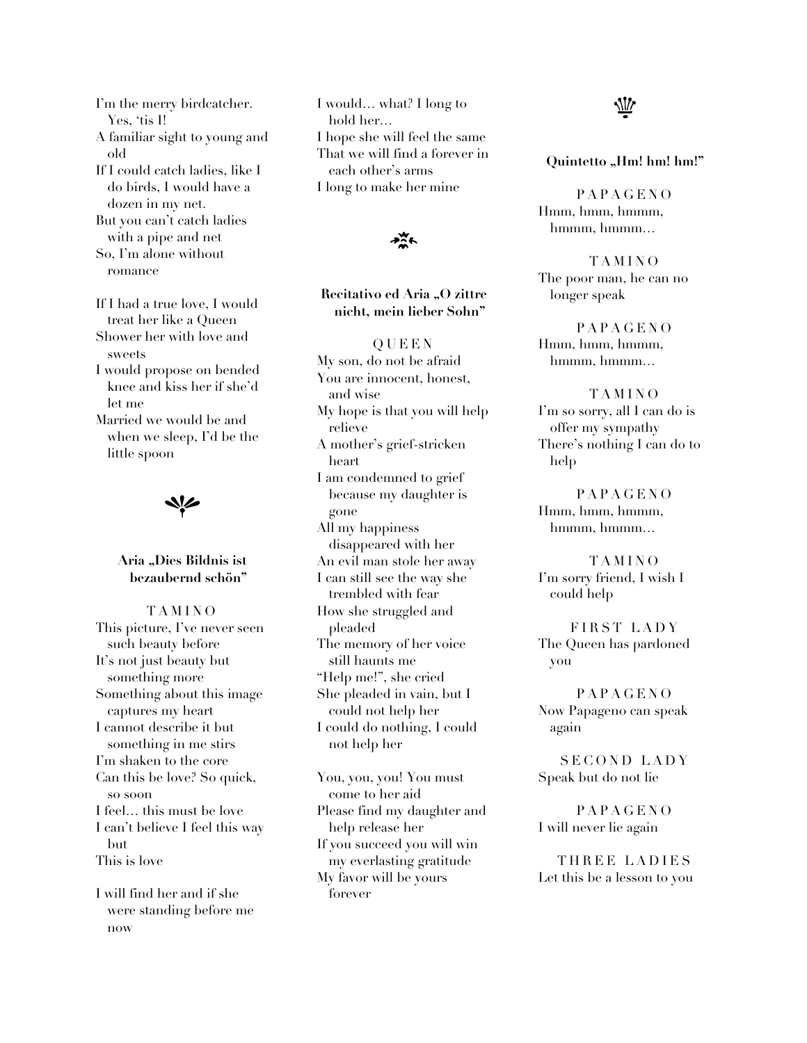I'm the merry birdcatcher. Yes, 'tis I!
A familiar sight to young and old
If I could catch ladies, like I do birds, I would have a dozen in my net.
But you can't catch ladies with a pipe and net
So, I'm alone without romance

If I had a true love, I would treat her like a Queen
Shower her with love and sweets
I would propose on bended knee and kiss her if she'd let me
Married we would be and when we sleep, I'd be the little spoon

### Aria „Dies Bildnis ist bezaubernd schön"

TAMINO

This picture, I've never seen such beauty before
It's not just beauty but something more
Something about this image captures my heart
I cannot describe it but something in me stirs
I'm shaken to the core
Can this be love? So quick, so soon
I feel… this must be love
I can't believe I feel this way but
This is love

I will find her and if she were standing before me now
I would… what? I long to hold her…
I hope she will feel the same
That we will find a forever in each other's arms
I long to make her mine

### Recitativo ed Aria „O zittre nicht, mein lieber Sohn"

QUEEN

My son, do not be afraid
You are innocent, honest, and wise
My hope is that you will help relieve
A mother's grief-stricken heart
I am condemned to grief because my daughter is gone
All my happiness disappeared with her
An evil man stole her away
I can still see the way she trembled with fear
How she struggled and pleaded
The memory of her voice still haunts me
"Help me!", she cried
She pleaded in vain, but I could not help her
I could do nothing, I could not help her

You, you, you! You must come to her aid
Please find my daughter and help release her
If you succeed you will win my everlasting gratitude
My favor will be yours forever

### Quintetto „Hm! hm! hm!"

PAPAGENO

Hmm, hmm, hmmm, hmmm, hmmm…

TAMINO

The poor man, he can no longer speak

PAPAGENO

Hmm, hmm, hmmm, hmmm, hmmm…

TAMINO

I'm so sorry, all I can do is offer my sympathy
There's nothing I can do to help

PAPAGENO

Hmm, hmm, hmmm, hmmm, hmmm…

TAMINO

I'm sorry friend, I wish I could help

FIRST LADY

The Queen has pardoned you

PAPAGENO

Now Papageno can speak again

SECOND LADY

Speak but do not lie

PAPAGENO

I will never lie again

THREE LADIES

Let this be a lesson to you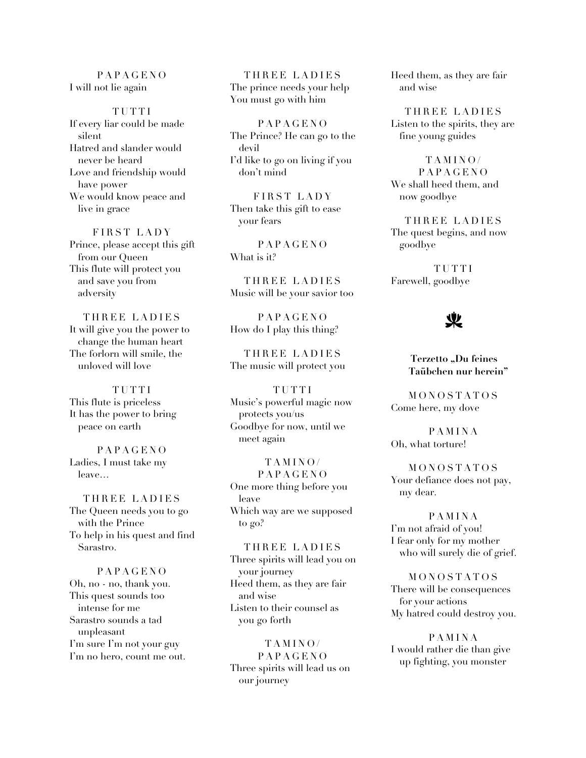PAPAGENO
I will not lie again

TUTTI
If every liar could be made silent
Hatred and slander would never be heard
Love and friendship would have power
We would know peace and live in grace

FIRST LADY
Prince, please accept this gift from our Queen
This flute will protect you and save you from adversity

THREE LADIES
It will give you the power to change the human heart
The forlorn will smile, the unloved will love

TUTTI
This flute is priceless
It has the power to bring peace on earth

PAPAGENO
Ladies, I must take my leave…

THREE LADIES
The Queen needs you to go with the Prince
To help in his quest and find Sarastro.

PAPAGENO
Oh, no - no, thank you.
This quest sounds too intense for me
Sarastro sounds a tad unpleasant
I'm sure I'm not your guy
I'm no hero, count me out.

THREE LADIES
The prince needs your help
You must go with him

PAPAGENO
The Prince? He can go to the devil
I'd like to go on living if you don't mind

FIRST LADY
Then take this gift to ease your fears

PAPAGENO
What is it?

THREE LADIES
Music will be your savior too

PAPAGENO
How do I play this thing?

THREE LADIES
The music will protect you

TUTTI
Music's powerful magic now protects you/us
Goodbye for now, until we meet again

TAMINO/PAPAGENO
One more thing before you leave
Which way are we supposed to go?

THREE LADIES
Three spirits will lead you on your journey
Heed them, as they are fair and wise
Listen to their counsel as you go forth

TAMINO/PAPAGENO
Three spirits will lead us on our journey
Heed them, as they are fair and wise

THREE LADIES
Listen to the spirits, they are fine young guides

TAMINO/PAPAGENO
We shall heed them, and now goodbye

THREE LADIES
The quest begins, and now goodbye

TUTTI
Farewell, goodbye

**Terzetto „Du feines Taübchen nur herein"**

MONOSTATOS
Come here, my dove

PAMINA
Oh, what torture!

MONOSTATOS
Your defiance does not pay, my dear.

PAMINA
I'm not afraid of you!
I fear only for my mother who will surely die of grief.

MONOSTATOS
There will be consequences for your actions
My hatred could destroy you.

PAMINA
I would rather die than give up fighting, you monster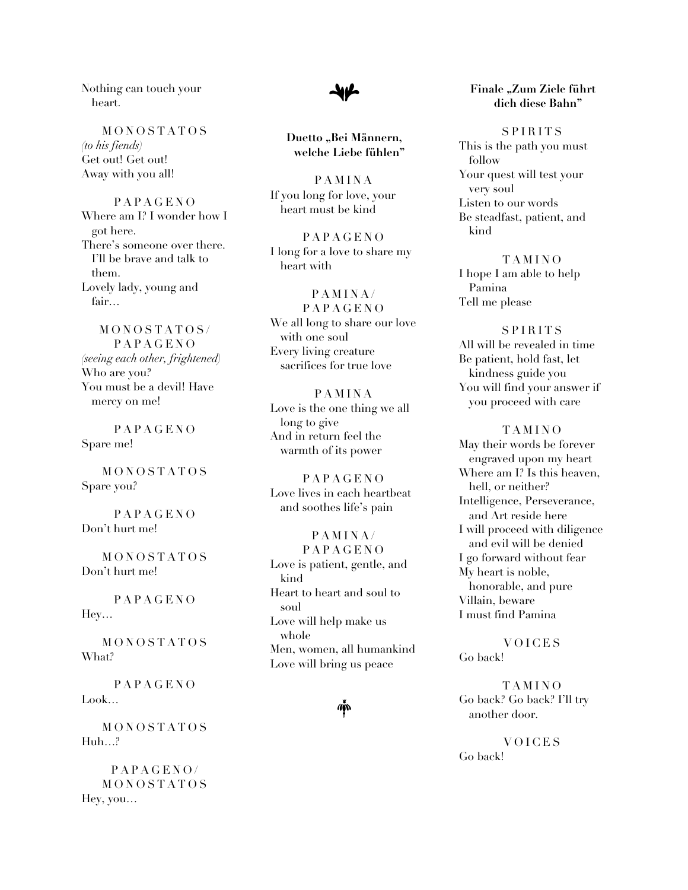Nothing can touch your heart.

MONOSTATOS
*(to his fiends)*
Get out! Get out!
Away with you all!

PAPAGENO
Where am I? I wonder how I got here.
There's someone over there. I'll be brave and talk to them.
Lovely lady, young and fair…

MONOSTATOS/PAPAGENO
*(seeing each other, frightened)*
Who are you?
You must be a devil! Have mercy on me!

PAPAGENO
Spare me!

MONOSTATOS
Spare you?

PAPAGENO
Don't hurt me!

MONOSTATOS
Don't hurt me!

PAPAGENO
Hey…

MONOSTATOS
What?

PAPAGENO
Look…

MONOSTATOS
Huh…?

PAPAGENO/MONOSTATOS
Hey, you…

**Duetto „Bei Männern, welche Liebe fühlen"**

PAMINA
If you long for love, your heart must be kind

PAPAGENO
I long for a love to share my heart with

PAMINA/PAPAGENO
We all long to share our love with one soul
Every living creature sacrifices for true love

PAMINA
Love is the one thing we all long to give
And in return feel the warmth of its power

PAPAGENO
Love lives in each heartbeat and soothes life's pain

PAMINA/PAPAGENO
Love is patient, gentle, and kind
Heart to heart and soul to soul
Love will help make us whole
Men, women, all humankind
Love will bring us peace

**Finale „Zum Ziele führt dich diese Bahn"**

SPIRITS
This is the path you must follow
Your quest will test your very soul
Listen to our words
Be steadfast, patient, and kind

TAMINO
I hope I am able to help Pamina
Tell me please

SPIRITS
All will be revealed in time
Be patient, hold fast, let kindness guide you
You will find your answer if you proceed with care

TAMINO
May their words be forever engraved upon my heart
Where am I? Is this heaven, hell, or neither?
Intelligence, Perseverance, and Art reside here
I will proceed with diligence and evil will be denied
I go forward without fear
My heart is noble, honorable, and pure
Villain, beware
I must find Pamina

VOICES
Go back!

TAMINO
Go back? Go back? I'll try another door.

VOICES
Go back!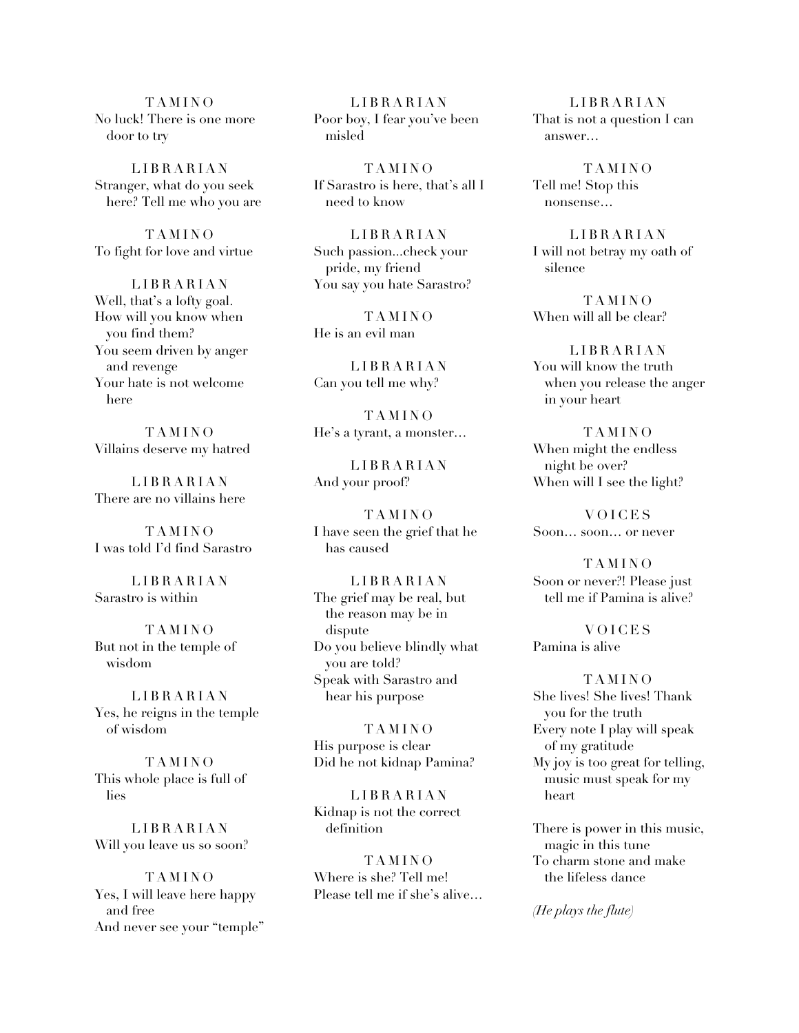TAMINO
No luck! There is one more door to try

LIBRARIAN
Stranger, what do you seek here? Tell me who you are

TAMINO
To fight for love and virtue

LIBRARIAN
Well, that's a lofty goal.
How will you know when you find them?
You seem driven by anger and revenge
Your hate is not welcome here

TAMINO
Villains deserve my hatred

LIBRARIAN
There are no villains here

TAMINO
I was told I'd find Sarastro

LIBRARIAN
Sarastro is within

TAMINO
But not in the temple of wisdom

LIBRARIAN
Yes, he reigns in the temple of wisdom

TAMINO
This whole place is full of lies

LIBRARIAN
Will you leave us so soon?

TAMINO
Yes, I will leave here happy and free
And never see your "temple"

LIBRARIAN
Poor boy, I fear you've been misled

TAMINO
If Sarastro is here, that's all I need to know

LIBRARIAN
Such passion...check your pride, my friend
You say you hate Sarastro?

TAMINO
He is an evil man

LIBRARIAN
Can you tell me why?

TAMINO
He's a tyrant, a monster…

LIBRARIAN
And your proof?

TAMINO
I have seen the grief that he has caused

LIBRARIAN
The grief may be real, but the reason may be in dispute
Do you believe blindly what you are told?
Speak with Sarastro and hear his purpose

TAMINO
His purpose is clear
Did he not kidnap Pamina?

LIBRARIAN
Kidnap is not the correct definition

TAMINO
Where is she? Tell me!
Please tell me if she's alive…

LIBRARIAN
That is not a question I can answer…

TAMINO
Tell me! Stop this nonsense…

LIBRARIAN
I will not betray my oath of silence

TAMINO
When will all be clear?

LIBRARIAN
You will know the truth when you release the anger in your heart

TAMINO
When might the endless night be over?
When will I see the light?

VOICES
Soon… soon… or never

TAMINO
Soon or never?! Please just tell me if Pamina is alive?

VOICES
Pamina is alive

TAMINO
She lives! She lives! Thank you for the truth
Every note I play will speak of my gratitude
My joy is too great for telling, music must speak for my heart

There is power in this music, magic in this tune
To charm stone and make the lifeless dance

*(He plays the flute)*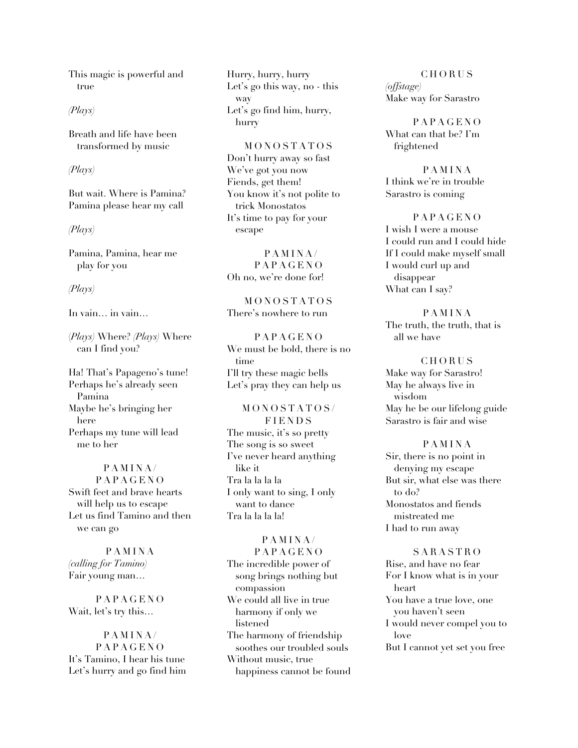This magic is powerful and true

*(Plays)*

Breath and life have been transformed by music

*(Plays)*

But wait. Where is Pamina?
Pamina please hear my call

*(Plays)*

Pamina, Pamina, hear me play for you

*(Plays)*

In vain… in vain…

*(Plays)* Where? *(Plays)* Where can I find you?

Ha! That's Papageno's tune!
Perhaps he's already seen Pamina
Maybe he's bringing her here
Perhaps my tune will lead me to her

PAMINA/
PAPAGENO
Swift feet and brave hearts will help us to escape
Let us find Tamino and then we can go

PAMINA
*(calling for Tamino)*
Fair young man…

PAPAGENO
Wait, let's try this…

PAMINA/
PAPAGENO
It's Tamino, I hear his tune
Let's hurry and go find him
Hurry, hurry, hurry
Let's go this way, no - this way
Let's go find him, hurry, hurry

MONOSTATOS
Don't hurry away so fast
We've got you now
Fiends, get them!
You know it's not polite to trick Monostatos
It's time to pay for your escape

PAMINA/
PAPAGENO
Oh no, we're done for!

MONOSTATOS
There's nowhere to run

PAPAGENO
We must be bold, there is no time
I'll try these magic bells
Let's pray they can help us

MONOSTATOS/
FIENDS
The music, it's so pretty
The song is so sweet
I've never heard anything like it
Tra la la la la
I only want to sing, I only want to dance
Tra la la la la!

PAMINA/
PAPAGENO
The incredible power of song brings nothing but compassion
We could all live in true harmony if only we listened
The harmony of friendship soothes our troubled souls
Without music, true happiness cannot be found

CHORUS
*(offstage)*
Make way for Sarastro

PAPAGENO
What can that be? I'm frightened

PAMINA
I think we're in trouble
Sarastro is coming

PAPAGENO
I wish I were a mouse
I could run and I could hide
If I could make myself small
I would curl up and disappear
What can I say?

PAMINA
The truth, the truth, that is all we have

CHORUS
Make way for Sarastro!
May he always live in wisdom
May he be our lifelong guide
Sarastro is fair and wise

PAMINA
Sir, there is no point in denying my escape
But sir, what else was there to do?
Monostatos and fiends mistreated me
I had to run away

SARASTRO
Rise, and have no fear
For I know what is in your heart
You have a true love, one you haven't seen
I would never compel you to love
But I cannot yet set you free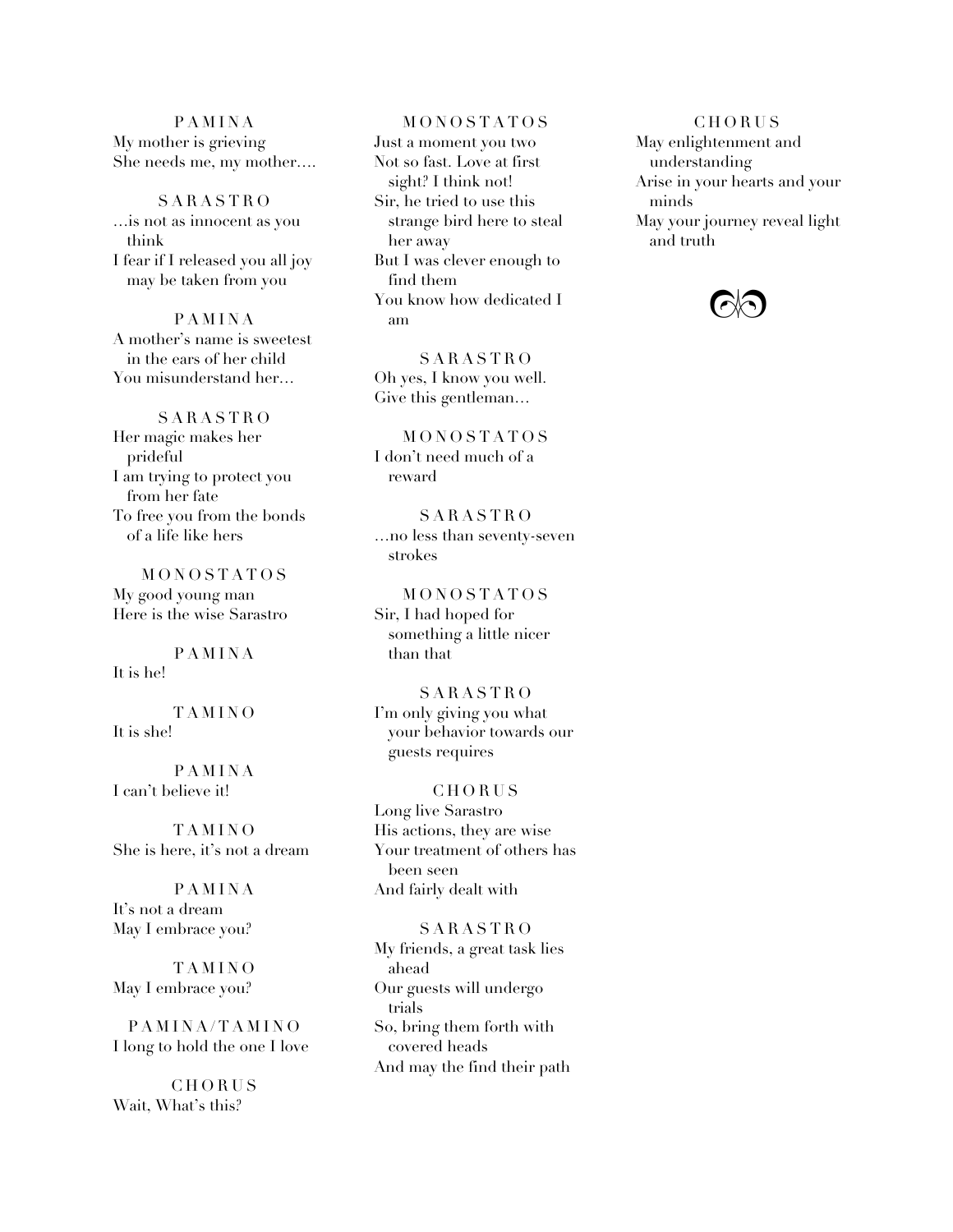PAMINA
My mother is grieving
She needs me, my mother….

SARASTRO
…is not as innocent as you think
I fear if I released you all joy may be taken from you

PAMINA
A mother's name is sweetest in the ears of her child
You misunderstand her…

SARASTRO
Her magic makes her prideful
I am trying to protect you from her fate
To free you from the bonds of a life like hers

MONOSTATOS
My good young man
Here is the wise Sarastro

PAMINA
It is he!

TAMINO
It is she!

PAMINA
I can't believe it!

TAMINO
She is here, it's not a dream

PAMINA
It's not a dream
May I embrace you?

TAMINO
May I embrace you?

PAMINA/TAMINO
I long to hold the one I love

CHORUS
Wait, What's this?

MONOSTATOS
Just a moment you two
Not so fast. Love at first sight? I think not!
Sir, he tried to use this strange bird here to steal her away
But I was clever enough to find them
You know how dedicated I am

SARASTRO
Oh yes, I know you well.
Give this gentleman…

MONOSTATOS
I don't need much of a reward

SARASTRO
…no less than seventy-seven strokes

MONOSTATOS
Sir, I had hoped for something a little nicer than that

SARASTRO
I'm only giving you what your behavior towards our guests requires

CHORUS
Long live Sarastro
His actions, they are wise
Your treatment of others has been seen
And fairly dealt with

SARASTRO
My friends, a great task lies ahead
Our guests will undergo trials
So, bring them forth with covered heads
And may the find their path

CHORUS
May enlightenment and understanding
Arise in your hearts and your minds
May your journey reveal light and truth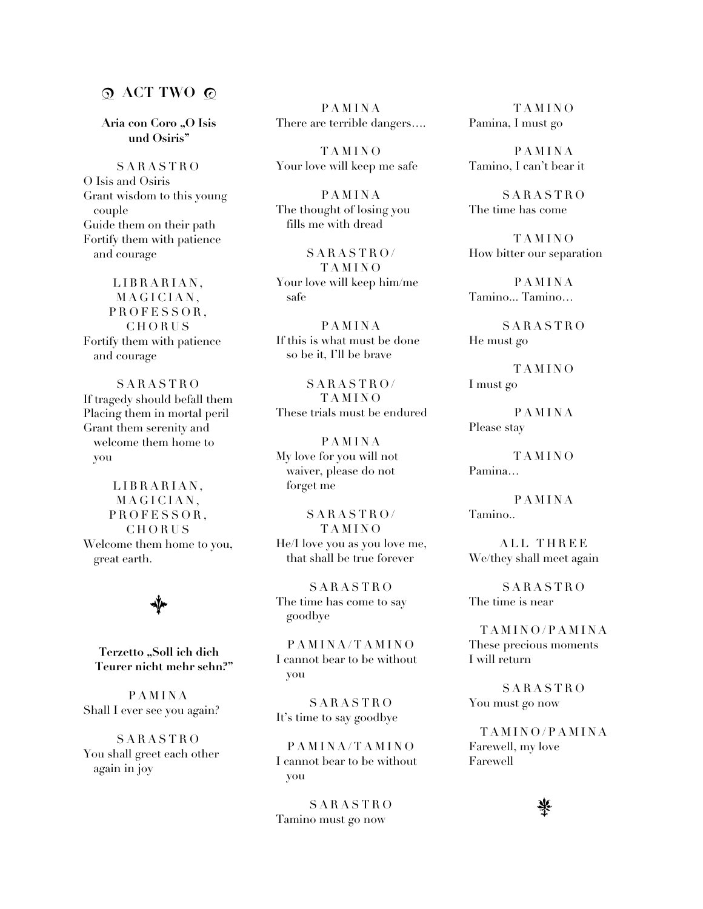## ACT TWO

### Aria con Coro „O Isis und Osiris"

SARASTRO
O Isis and Osiris
Grant wisdom to this young couple
Guide them on their path
Fortify them with patience and courage

LIBRARIAN, MAGICIAN, PROFESSOR, CHORUS
Fortify them with patience and courage

SARASTRO
If tragedy should befall them
Placing them in mortal peril
Grant them serenity and welcome them home to you

LIBRARIAN, MAGICIAN, PROFESSOR, CHORUS
Welcome them home to you, great earth.

### Terzetto „Soll ich dich Teurer nicht mehr sehn?"

PAMINA
Shall I ever see you again?

SARASTRO
You shall greet each other again in joy

PAMINA
There are terrible dangers….

TAMINO
Your love will keep me safe

PAMINA
The thought of losing you fills me with dread

SARASTRO/TAMINO
Your love will keep him/me safe

PAMINA
If this is what must be done so be it, I'll be brave

SARASTRO/TAMINO
These trials must be endured

PAMINA
My love for you will not waiver, please do not forget me

SARASTRO/TAMINO
He/I love you as you love me, that shall be true forever

SARASTRO
The time has come to say goodbye

PAMINA/TAMINO
I cannot bear to be without you

SARASTRO
It's time to say goodbye

PAMINA/TAMINO
I cannot bear to be without you

SARASTRO
Tamino must go now

TAMINO
Pamina, I must go

PAMINA
Tamino, I can't bear it

SARASTRO
The time has come

TAMINO
How bitter our separation

PAMINA
Tamino... Tamino…

SARASTRO
He must go

TAMINO
I must go

PAMINA
Please stay

TAMINO
Pamina…

PAMINA
Tamino..

ALL THREE
We/they shall meet again

SARASTRO
The time is near

TAMINO/PAMINA
These precious moments
I will return

SARASTRO
You must go now

TAMINO/PAMINA
Farewell, my love
Farewell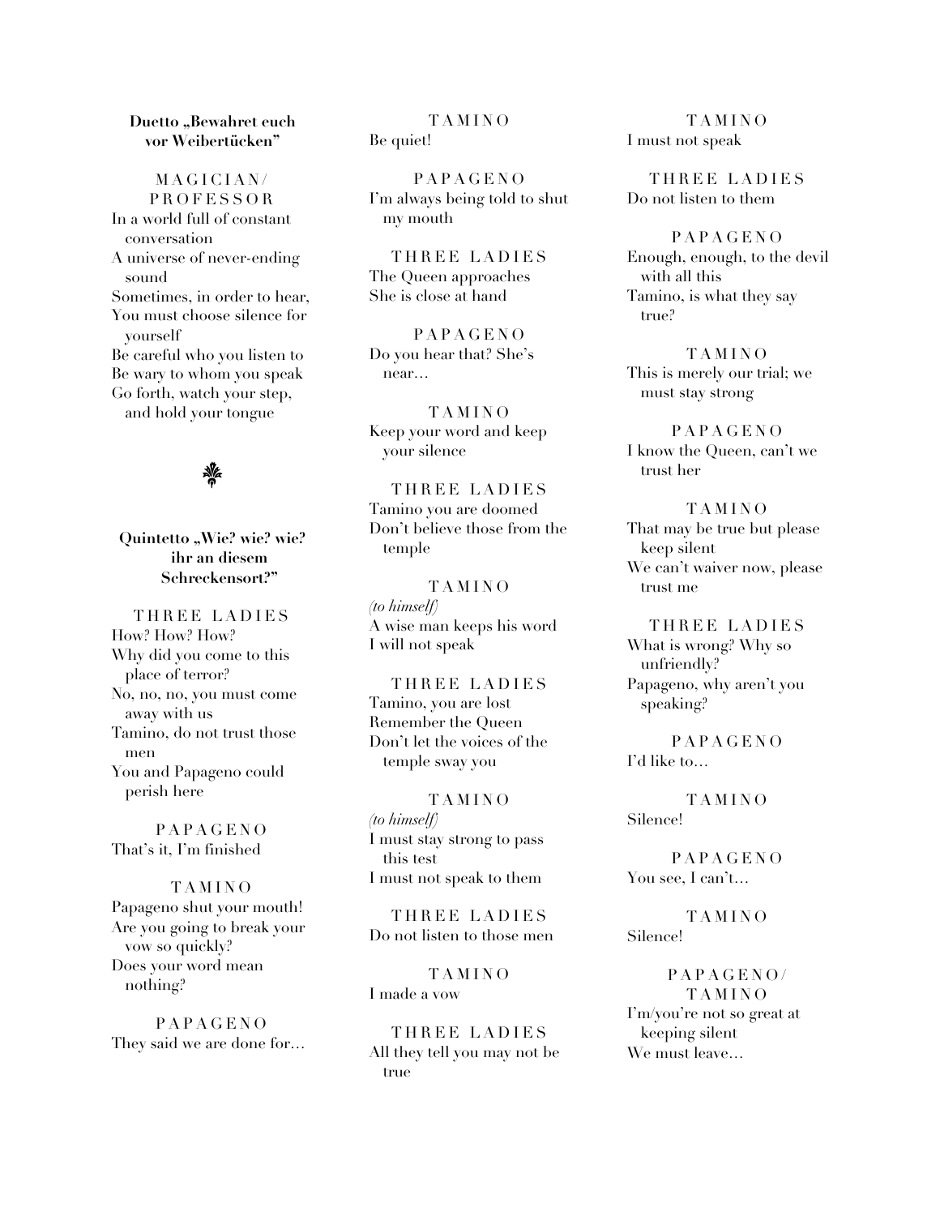**Duetto „Bewahret euch vor Weibertücken"**

M A G I C I A N / P R O F E S S O R

In a world full of constant conversation
A universe of never-ending sound
Sometimes, in order to hear,
You must choose silence for yourself
Be careful who you listen to
Be wary to whom you speak
Go forth, watch your step, and hold your tongue

❦

**Quintetto „Wie? wie? wie? ihr an diesem Schreckensort?"**

T H R E E  L A D I E S

How? How? How?
Why did you come to this place of terror?
No, no, no, you must come away with us
Tamino, do not trust those men
You and Papageno could perish here

P A P A G E N O

That's it, I'm finished

T A M I N O

Papageno shut your mouth!
Are you going to break your vow so quickly?
Does your word mean nothing?

P A P A G E N O

They said we are done for…

T A M I N O

Be quiet!

P A P A G E N O

I'm always being told to shut my mouth

T H R E E  L A D I E S

The Queen approaches
She is close at hand

P A P A G E N O

Do you hear that? She's near…

T A M I N O

Keep your word and keep your silence

T H R E E  L A D I E S

Tamino you are doomed
Don't believe those from the temple

T A M I N O

*(to himself)*
A wise man keeps his word
I will not speak

T H R E E  L A D I E S

Tamino, you are lost
Remember the Queen
Don't let the voices of the temple sway you

T A M I N O

*(to himself)*
I must stay strong to pass this test
I must not speak to them

T H R E E  L A D I E S

Do not listen to those men

T A M I N O

I made a vow

T H R E E  L A D I E S

All they tell you may not be true

T A M I N O

I must not speak

T H R E E  L A D I E S

Do not listen to them

P A P A G E N O

Enough, enough, to the devil with all this
Tamino, is what they say true?

T A M I N O

This is merely our trial; we must stay strong

P A P A G E N O

I know the Queen, can't we trust her

T A M I N O

That may be true but please keep silent
We can't waiver now, please trust me

T H R E E  L A D I E S

What is wrong? Why so unfriendly?
Papageno, why aren't you speaking?

P A P A G E N O

I'd like to…

T A M I N O

Silence!

P A P A G E N O

You see, I can't…

T A M I N O

Silence!

P A P A G E N O / T A M I N O

I'm/you're not so great at keeping silent
We must leave…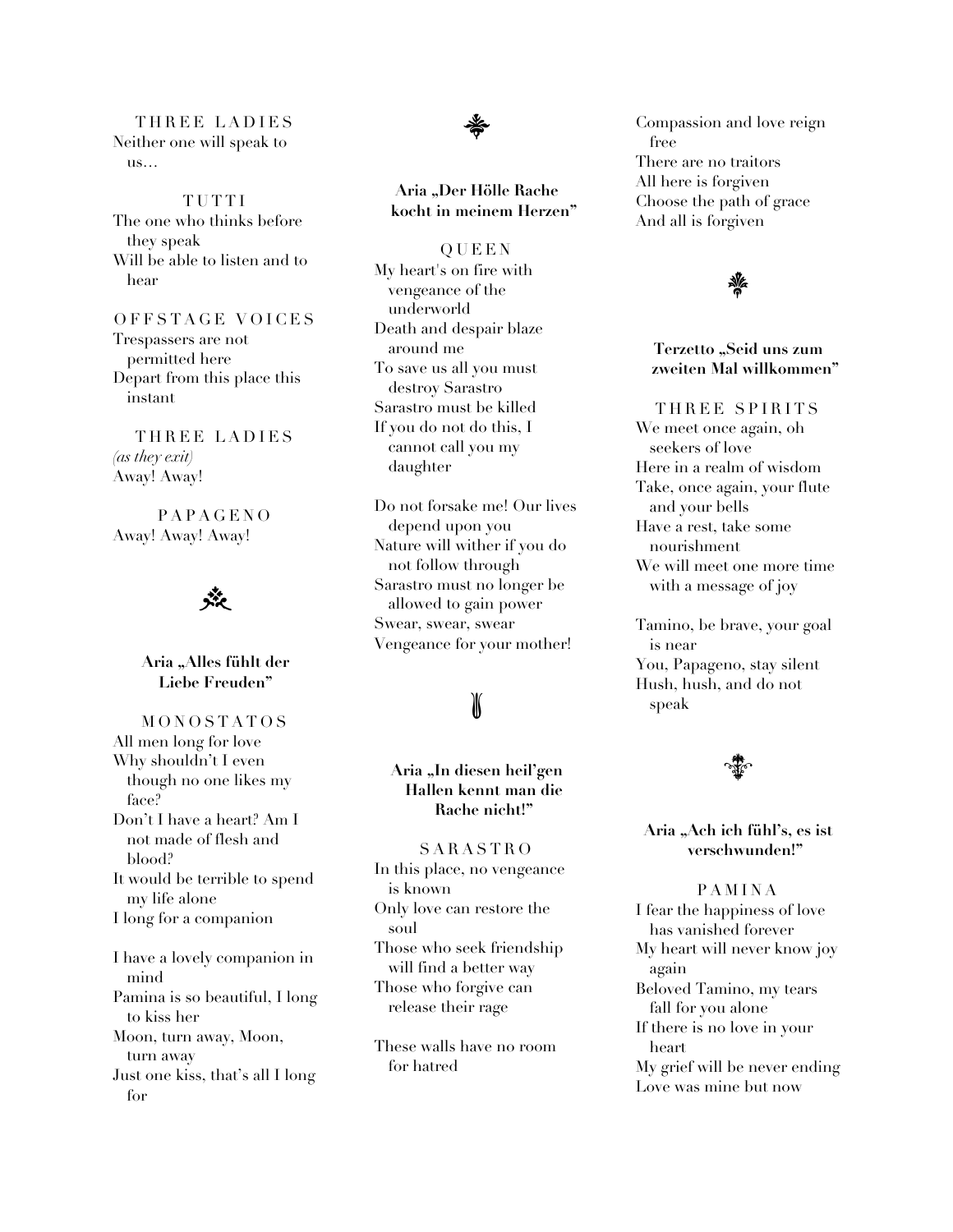THREE LADIES
Neither one will speak to us...

TUTTI
The one who thinks before they speak
Will be able to listen and to hear

OFFSTAGE VOICES
Trespassers are not permitted here
Depart from this place this instant

THREE LADIES
*(as they exit)*
Away! Away!

PAPAGENO
Away! Away! Away!

**Aria „Alles fühlt der Liebe Freuden"**

MONOSTATOS
All men long for love
Why shouldn't I even though no one likes my face?
Don't I have a heart? Am I not made of flesh and blood?
It would be terrible to spend my life alone
I long for a companion

I have a lovely companion in mind
Pamina is so beautiful, I long to kiss her
Moon, turn away, Moon, turn away
Just one kiss, that's all I long for

**Aria „Der Hölle Rache kocht in meinem Herzen"**

QUEEN
My heart's on fire with vengeance of the underworld
Death and despair blaze around me
To save us all you must destroy Sarastro
Sarastro must be killed
If you do not do this, I cannot call you my daughter

Do not forsake me! Our lives depend upon you
Nature will wither if you do not follow through
Sarastro must no longer be allowed to gain power
Swear, swear, swear
Vengeance for your mother!

**Aria „In diesen heil'gen Hallen kennt man die Rache nicht!"**

SARASTRO
In this place, no vengeance is known
Only love can restore the soul
Those who seek friendship will find a better way
Those who forgive can release their rage

These walls have no room for hatred
Compassion and love reign free
There are no traitors
All here is forgiven
Choose the path of grace
And all is forgiven

**Terzetto „Seid uns zum zweiten Mal willkommen"**

THREE SPIRITS
We meet once again, oh seekers of love
Here in a realm of wisdom
Take, once again, your flute and your bells
Have a rest, take some nourishment
We will meet one more time with a message of joy

Tamino, be brave, your goal is near
You, Papageno, stay silent
Hush, hush, and do not speak

**Aria „Ach ich fühl's, es ist verschwunden!"**

PAMINA
I fear the happiness of love has vanished forever
My heart will never know joy again
Beloved Tamino, my tears fall for you alone
If there is no love in your heart
My grief will be never ending
Love was mine but now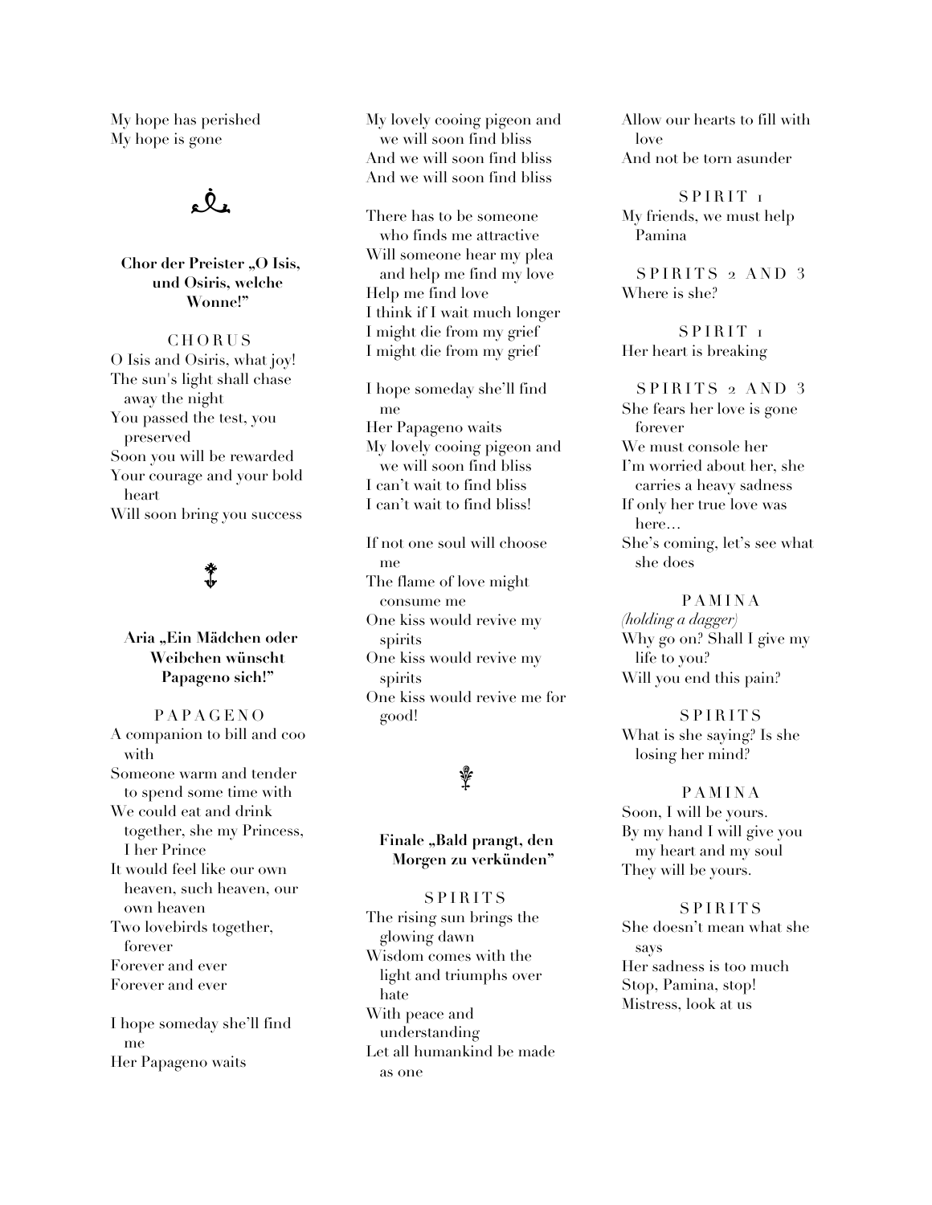My hope has perished
My hope is gone

### Chor der Preister „O Isis, und Osiris, welche Wonne!"

CHORUS

O Isis and Osiris, what joy!
The sun's light shall chase away the night
You passed the test, you preserved
Soon you will be rewarded
Your courage and your bold heart
Will soon bring you success

### Aria „Ein Mädchen oder Weibchen wünscht Papageno sich!"

PAPAGENO

A companion to bill and coo with
Someone warm and tender to spend some time with
We could eat and drink together, she my Princess, I her Prince
It would feel like our own heaven, such heaven, our own heaven
Two lovebirds together, forever
Forever and ever
Forever and ever

I hope someday she'll find me
Her Papageno waits
My lovely cooing pigeon and we will soon find bliss
And we will soon find bliss
And we will soon find bliss

There has to be someone who finds me attractive
Will someone hear my plea and help me find my love
Help me find love
I think if I wait much longer
I might die from my grief
I might die from my grief

I hope someday she'll find me
Her Papageno waits
My lovely cooing pigeon and we will soon find bliss
I can't wait to find bliss
I can't wait to find bliss!

If not one soul will choose me
The flame of love might consume me
One kiss would revive my spirits
One kiss would revive my spirits
One kiss would revive me for good!

### Finale „Bald prangt, den Morgen zu verkünden"

SPIRITS

The rising sun brings the glowing dawn
Wisdom comes with the light and triumphs over hate
With peace and understanding
Let all humankind be made as one
Allow our hearts to fill with love
And not be torn asunder

SPIRIT 1

My friends, we must help Pamina

SPIRITS 2 AND 3

Where is she?

SPIRIT 1

Her heart is breaking

SPIRITS 2 AND 3

She fears her love is gone forever
We must console her
I'm worried about her, she carries a heavy sadness
If only her true love was here…
She's coming, let's see what she does

PAMINA

*(holding a dagger)*
Why go on? Shall I give my life to you?
Will you end this pain?

SPIRITS

What is she saying? Is she losing her mind?

PAMINA

Soon, I will be yours.
By my hand I will give you my heart and my soul
They will be yours.

SPIRITS

She doesn't mean what she says
Her sadness is too much
Stop, Pamina, stop!
Mistress, look at us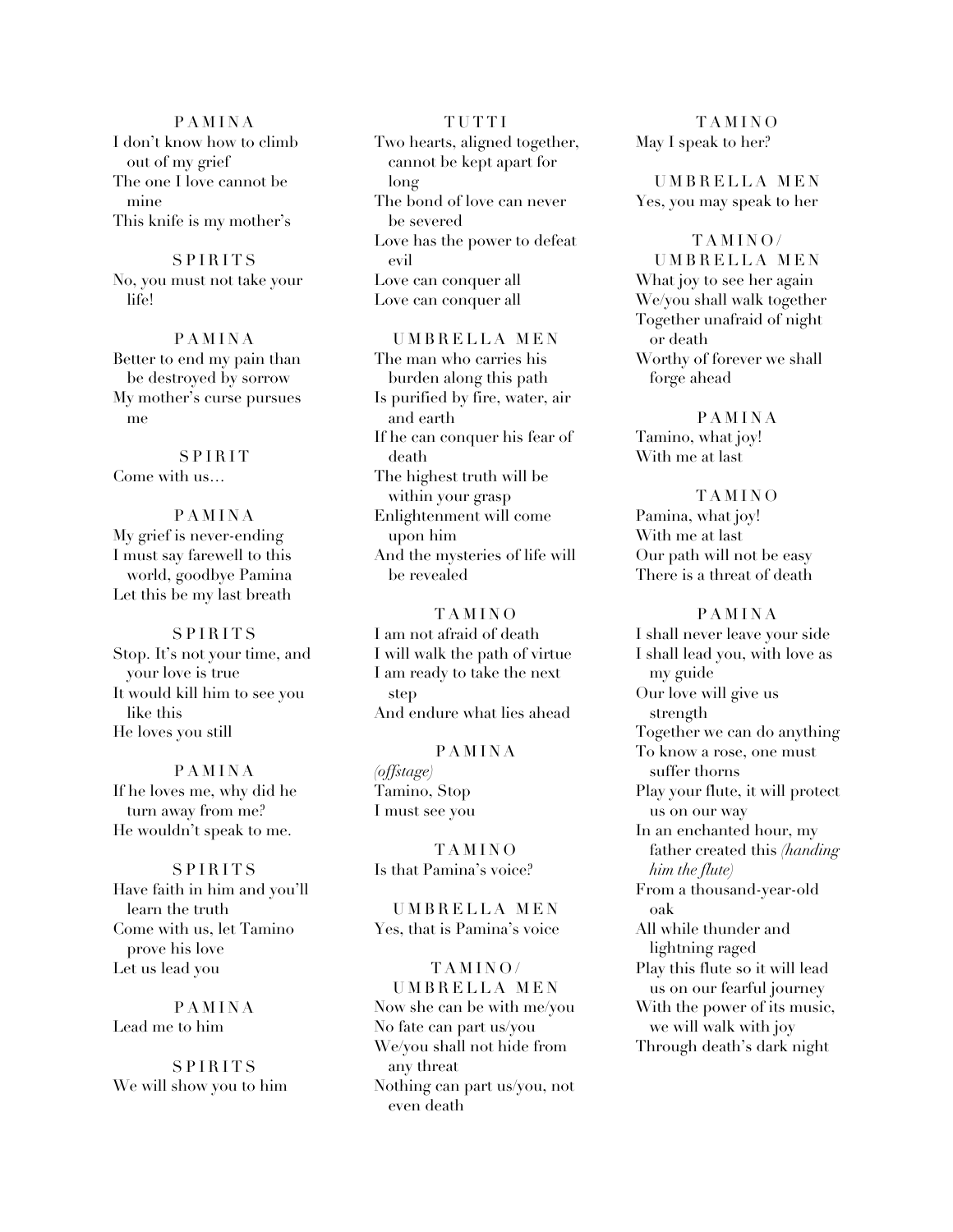PAMINA

I don't know how to climb out of my grief
The one I love cannot be mine
This knife is my mother's

SPIRITS

No, you must not take your life!

PAMINA

Better to end my pain than be destroyed by sorrow
My mother's curse pursues me

SPIRIT

Come with us…

PAMINA

My grief is never-ending
I must say farewell to this world, goodbye Pamina
Let this be my last breath

SPIRITS

Stop. It's not your time, and your love is true
It would kill him to see you like this
He loves you still

PAMINA

If he loves me, why did he turn away from me?
He wouldn't speak to me.

SPIRITS

Have faith in him and you'll learn the truth
Come with us, let Tamino prove his love
Let us lead you

PAMINA

Lead me to him

SPIRITS

We will show you to him

TUTTI

Two hearts, aligned together, cannot be kept apart for long
The bond of love can never be severed
Love has the power to defeat evil
Love can conquer all
Love can conquer all

UMBRELLA MEN

The man who carries his burden along this path
Is purified by fire, water, air and earth
If he can conquer his fear of death
The highest truth will be within your grasp
Enlightenment will come upon him
And the mysteries of life will be revealed

TAMINO

I am not afraid of death
I will walk the path of virtue
I am ready to take the next step
And endure what lies ahead

PAMINA

*(offstage)*
Tamino, Stop
I must see you

TAMINO

Is that Pamina's voice?

UMBRELLA MEN

Yes, that is Pamina's voice

TAMINO/
UMBRELLA MEN

Now she can be with me/you
No fate can part us/you
We/you shall not hide from any threat
Nothing can part us/you, not even death

TAMINO

May I speak to her?

UMBRELLA MEN

Yes, you may speak to her

TAMINO/
UMBRELLA MEN

What joy to see her again
We/you shall walk together
Together unafraid of night or death
Worthy of forever we shall forge ahead

PAMINA

Tamino, what joy!
With me at last

TAMINO

Pamina, what joy!
With me at last
Our path will not be easy
There is a threat of death

PAMINA

I shall never leave your side
I shall lead you, with love as my guide
Our love will give us strength
Together we can do anything
To know a rose, one must suffer thorns
Play your flute, it will protect us on our way
In an enchanted hour, my father created this *(handing him the flute)*
From a thousand-year-old oak
All while thunder and lightning raged
Play this flute so it will lead us on our fearful journey
With the power of its music, we will walk with joy
Through death's dark night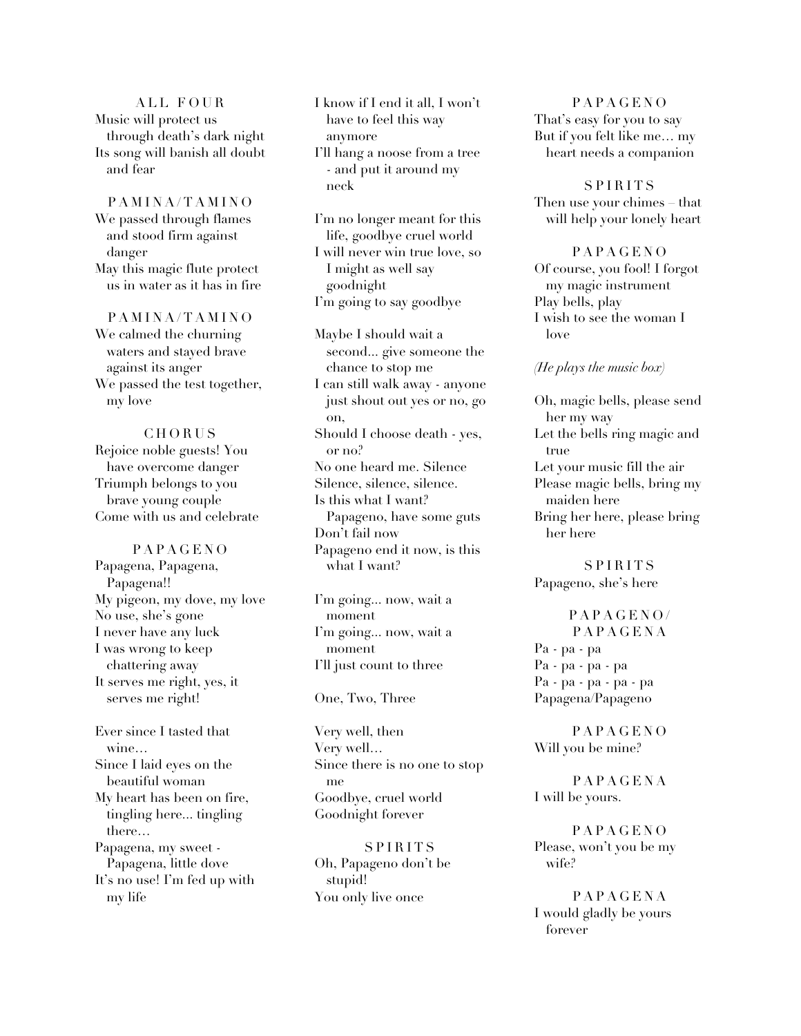ALL FOUR
Music will protect us through death's dark night
Its song will banish all doubt and fear

PAMINA/TAMINO
We passed through flames and stood firm against danger
May this magic flute protect us in water as it has in fire

PAMINA/TAMINO
We calmed the churning waters and stayed brave against its anger
We passed the test together, my love

CHORUS
Rejoice noble guests! You have overcome danger
Triumph belongs to you brave young couple
Come with us and celebrate

PAPAGENO
Papagena, Papagena, Papagena!!
My pigeon, my dove, my love
No use, she's gone
I never have any luck
I was wrong to keep chattering away
It serves me right, yes, it serves me right!

Ever since I tasted that wine…
Since I laid eyes on the beautiful woman
My heart has been on fire, tingling here... tingling there…
Papagena, my sweet - Papagena, little dove
It's no use! I'm fed up with my life
I know if I end it all, I won't have to feel this way anymore
I'll hang a noose from a tree - and put it around my neck

I'm no longer meant for this life, goodbye cruel world
I will never win true love, so I might as well say goodnight
I'm going to say goodbye

Maybe I should wait a second... give someone the chance to stop me
I can still walk away - anyone just shout out yes or no, go on,
Should I choose death - yes, or no?
No one heard me. Silence
Silence, silence, silence.
Is this what I want? Papageno, have some guts
Don't fail now
Papageno end it now, is this what I want?

I'm going... now, wait a moment
I'm going... now, wait a moment
I'll just count to three

One, Two, Three

Very well, then
Very well…
Since there is no one to stop me
Goodbye, cruel world
Goodnight forever

SPIRITS
Oh, Papageno don't be stupid!
You only live once

PAPAGENO
That's easy for you to say
But if you felt like me… my heart needs a companion

SPIRITS
Then use your chimes – that will help your lonely heart

PAPAGENO
Of course, you fool! I forgot my magic instrument
Play bells, play
I wish to see the woman I love

*(He plays the music box)*

Oh, magic bells, please send her my way
Let the bells ring magic and true
Let your music fill the air
Please magic bells, bring my maiden here
Bring her here, please bring her here

SPIRITS
Papageno, she's here

PAPAGENO/PAPAGENA
Pa - pa - pa
Pa - pa - pa - pa
Pa - pa - pa - pa - pa
Papagena/Papageno

PAPAGENO
Will you be mine?

PAPAGENA
I will be yours.

PAPAGENO
Please, won't you be my wife?

PAPAGENA
I would gladly be yours forever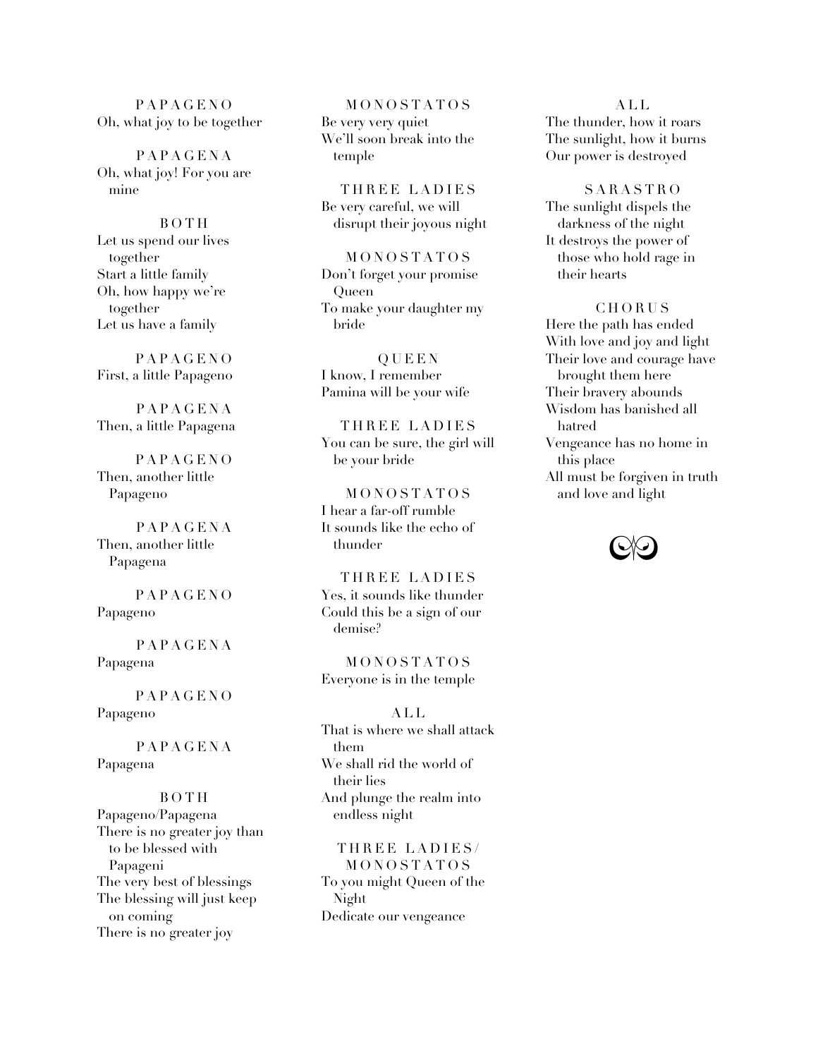PAPAGENO
Oh, what joy to be together

PAPAGENA
Oh, what joy! For you are mine

BOTH
Let us spend our lives together
Start a little family
Oh, how happy we're together
Let us have a family

PAPAGENO
First, a little Papageno

PAPAGENA
Then, a little Papagena

PAPAGENO
Then, another little Papageno

PAPAGENA
Then, another little Papagena

PAPAGENO
Papageno

PAPAGENA
Papagena

PAPAGENO
Papageno

PAPAGENA
Papagena

BOTH
Papageno/Papagena
There is no greater joy than to be blessed with Papageni
The very best of blessings
The blessing will just keep on coming
There is no greater joy

MONOSTATOS
Be very very quiet
We'll soon break into the temple

THREE LADIES
Be very careful, we will disrupt their joyous night

MONOSTATOS
Don't forget your promise Queen
To make your daughter my bride

QUEEN
I know, I remember
Pamina will be your wife

THREE LADIES
You can be sure, the girl will be your bride

MONOSTATOS
I hear a far-off rumble
It sounds like the echo of thunder

THREE LADIES
Yes, it sounds like thunder
Could this be a sign of our demise?

MONOSTATOS
Everyone is in the temple

ALL
That is where we shall attack them
We shall rid the world of their lies
And plunge the realm into endless night

THREE LADIES/MONOSTATOS
To you might Queen of the Night
Dedicate our vengeance

ALL
The thunder, how it roars
The sunlight, how it burns
Our power is destroyed

SARASTRO
The sunlight dispels the darkness of the night
It destroys the power of those who hold rage in their hearts

CHORUS
Here the path has ended
With love and joy and light
Their love and courage have brought them here
Their bravery abounds
Wisdom has banished all hatred
Vengeance has no home in this place
All must be forgiven in truth and love and light